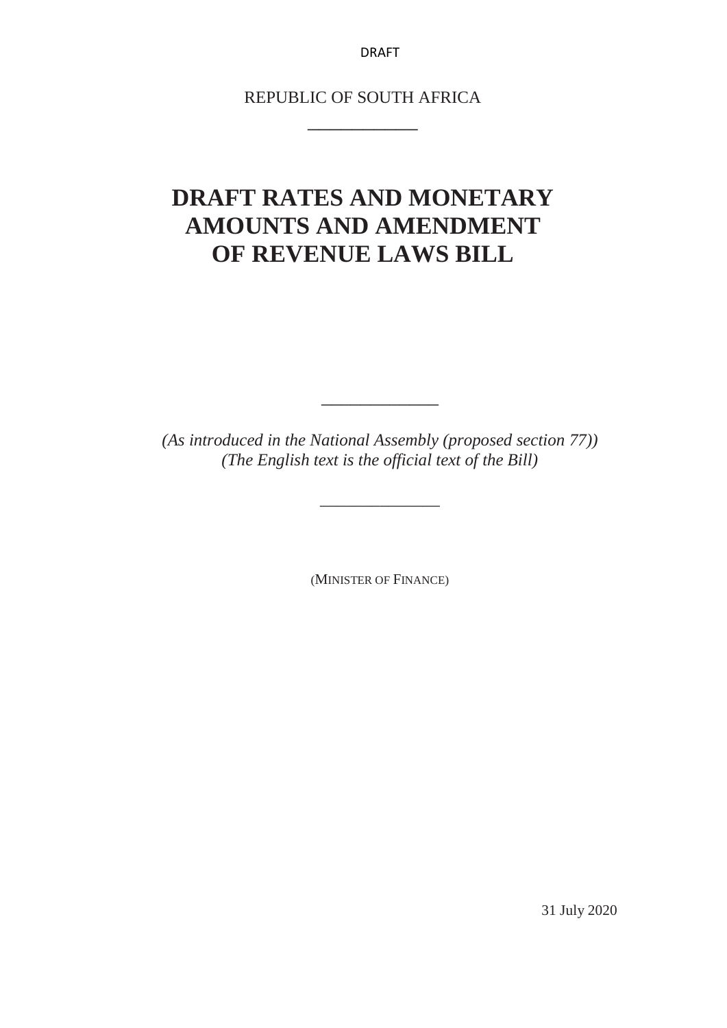DRAFT

REPUBLIC OF SOUTH AFRICA

# DRAFT RATES AND MONETARY AMOUNTS AND AMENDMENT OF REVENUE LAWS BILL

*(As introduced in the National Assembly (proposed section 77))*
*(The English text is the official text of the Bill)*

(MINISTER OF FINANCE)

31 July 2020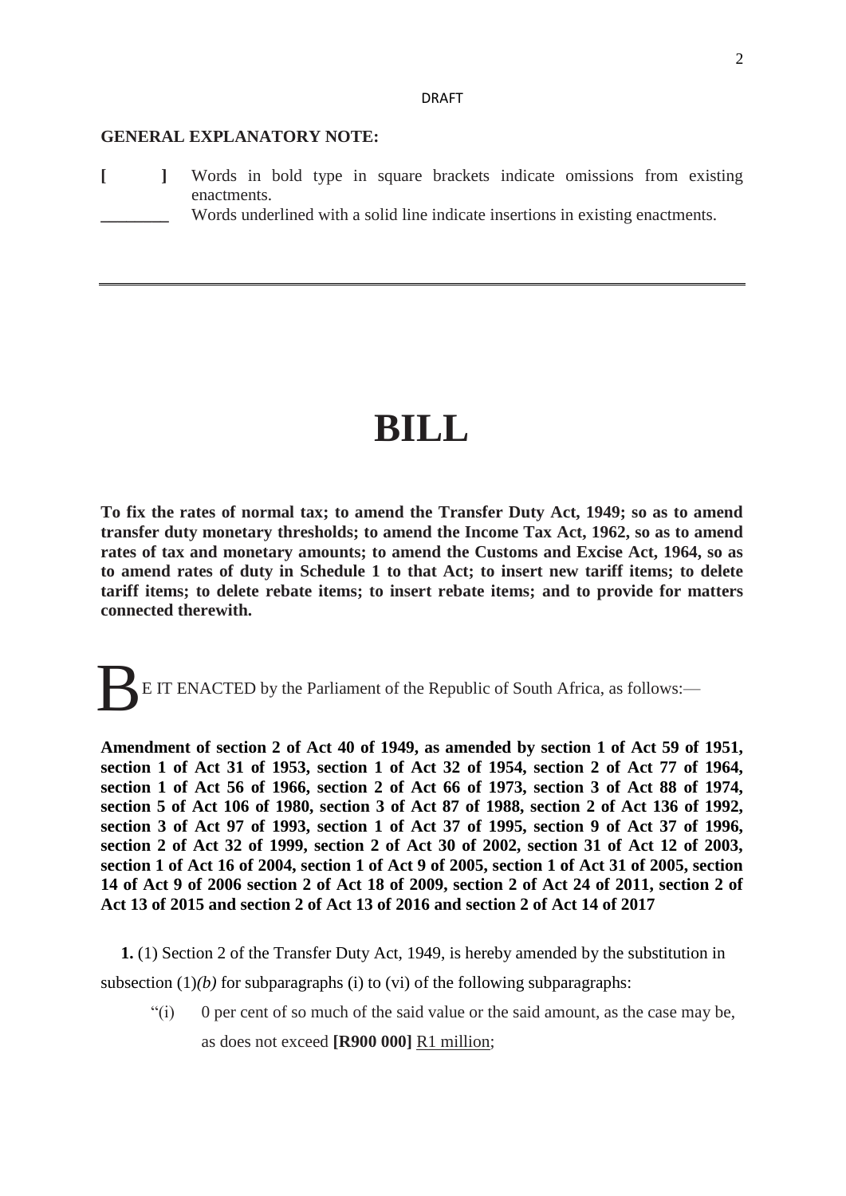DRAFT

**GENERAL EXPLANATORY NOTE:**

**[ ]** Words in bold type in square brackets indicate omissions from existing enactments.

\_\_\_\_\_\_\_\_ Words underlined with a solid line indicate insertions in existing enactments.

---

# BILL

**To fix the rates of normal tax; to amend the Transfer Duty Act, 1949; so as to amend transfer duty monetary thresholds; to amend the Income Tax Act, 1962, so as to amend rates of tax and monetary amounts; to amend the Customs and Excise Act, 1964, so as to amend rates of duty in Schedule 1 to that Act; to insert new tariff items; to delete tariff items; to delete rebate items; to insert rebate items; and to provide for matters connected therewith.**

BE IT ENACTED by the Parliament of the Republic of South Africa, as follows:—

**Amendment of section 2 of Act 40 of 1949, as amended by section 1 of Act 59 of 1951, section 1 of Act 31 of 1953, section 1 of Act 32 of 1954, section 2 of Act 77 of 1964, section 1 of Act 56 of 1966, section 2 of Act 66 of 1973, section 3 of Act 88 of 1974, section 5 of Act 106 of 1980, section 3 of Act 87 of 1988, section 2 of Act 136 of 1992, section 3 of Act 97 of 1993, section 1 of Act 37 of 1995, section 9 of Act 37 of 1996, section 2 of Act 32 of 1999, section 2 of Act 30 of 2002, section 31 of Act 12 of 2003, section 1 of Act 16 of 2004, section 1 of Act 9 of 2005, section 1 of Act 31 of 2005, section 14 of Act 9 of 2006 section 2 of Act 18 of 2009, section 2 of Act 24 of 2011, section 2 of Act 13 of 2015 and section 2 of Act 13 of 2016 and section 2 of Act 14 of 2017**

**1.** (1) Section 2 of the Transfer Duty Act, 1949, is hereby amended by the substitution in subsection (1)*(b)* for subparagraphs (i) to (vi) of the following subparagraphs:

"(i) 0 per cent of so much of the said value or the said amount, as the case may be, as does not exceed **[R900 000]** <u>R1 million</u>;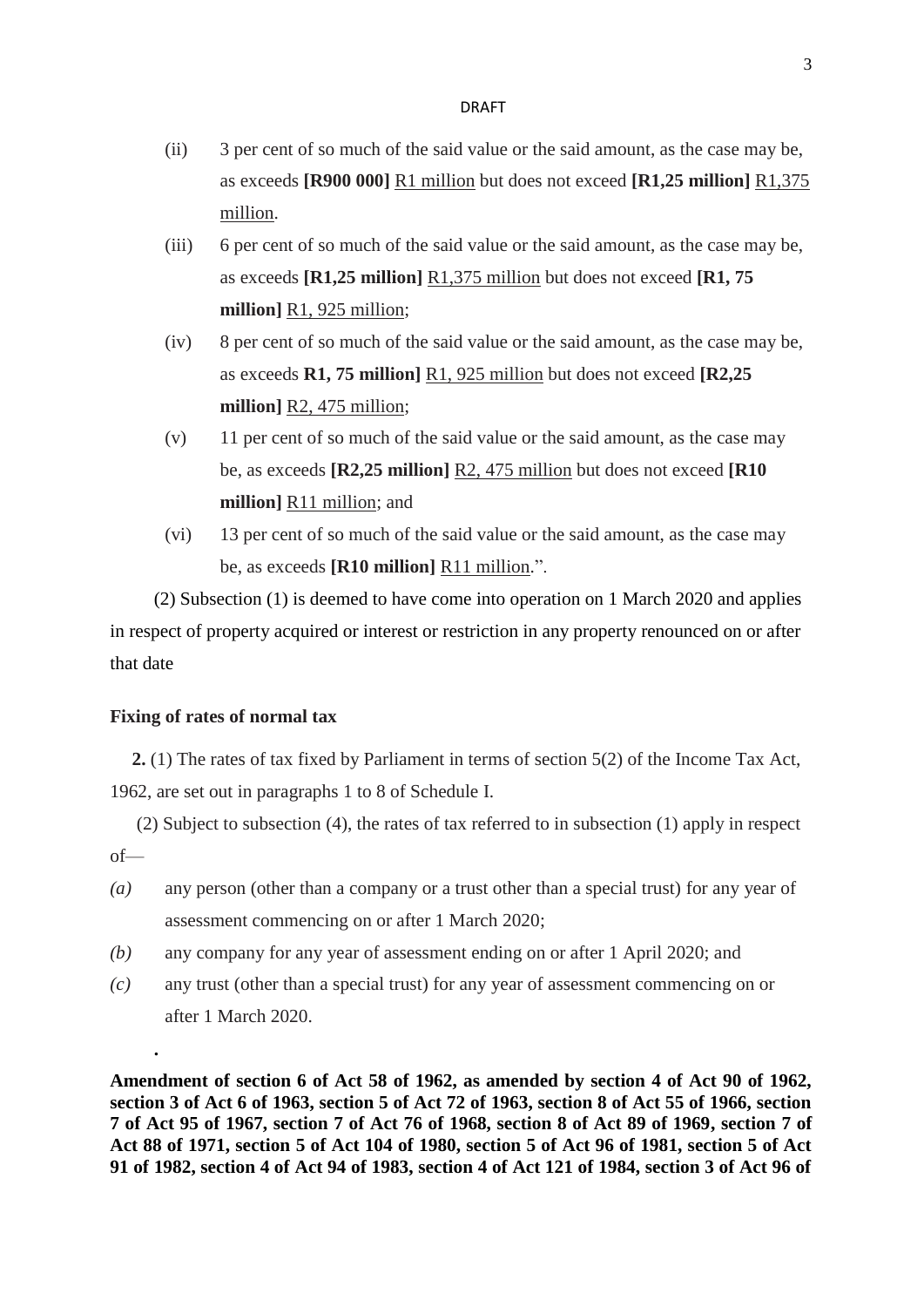(ii) 3 per cent of so much of the said value or the said amount, as the case may be, as exceeds **[R900 000]** <u>R1 million</u> but does not exceed **[R1,25 million]** <u>R1,375 million</u>.

(iii) 6 per cent of so much of the said value or the said amount, as the case may be, as exceeds **[R1,25 million]** <u>R1,375 million</u> but does not exceed **[R1, 75 million]** <u>R1, 925 million</u>;

(iv) 8 per cent of so much of the said value or the said amount, as the case may be, as exceeds **R1, 75 million]** <u>R1, 925 million</u> but does not exceed **[R2,25 million]** <u>R2, 475 million</u>;

(v) 11 per cent of so much of the said value or the said amount, as the case may be, as exceeds **[R2,25 million]** <u>R2, 475 million</u> but does not exceed **[R10 million]** <u>R11 million</u>; and

(vi) 13 per cent of so much of the said value or the said amount, as the case may be, as exceeds **[R10 million]** <u>R11 million</u>.".

(2) Subsection (1) is deemed to have come into operation on 1 March 2020 and applies in respect of property acquired or interest or restriction in any property renounced on or after that date

**Fixing of rates of normal tax**

**2.** (1) The rates of tax fixed by Parliament in terms of section 5(2) of the Income Tax Act, 1962, are set out in paragraphs 1 to 8 of Schedule I.

(2) Subject to subsection (4), the rates of tax referred to in subsection (1) apply in respect of—

*(a)* any person (other than a company or a trust other than a special trust) for any year of assessment commencing on or after 1 March 2020;

*(b)* any company for any year of assessment ending on or after 1 April 2020; and

*(c)* any trust (other than a special trust) for any year of assessment commencing on or after 1 March 2020.

.

**Amendment of section 6 of Act 58 of 1962, as amended by section 4 of Act 90 of 1962, section 3 of Act 6 of 1963, section 5 of Act 72 of 1963, section 8 of Act 55 of 1966, section 7 of Act 95 of 1967, section 7 of Act 76 of 1968, section 8 of Act 89 of 1969, section 7 of Act 88 of 1971, section 5 of Act 104 of 1980, section 5 of Act 96 of 1981, section 5 of Act 91 of 1982, section 4 of Act 94 of 1983, section 4 of Act 121 of 1984, section 3 of Act 96 of**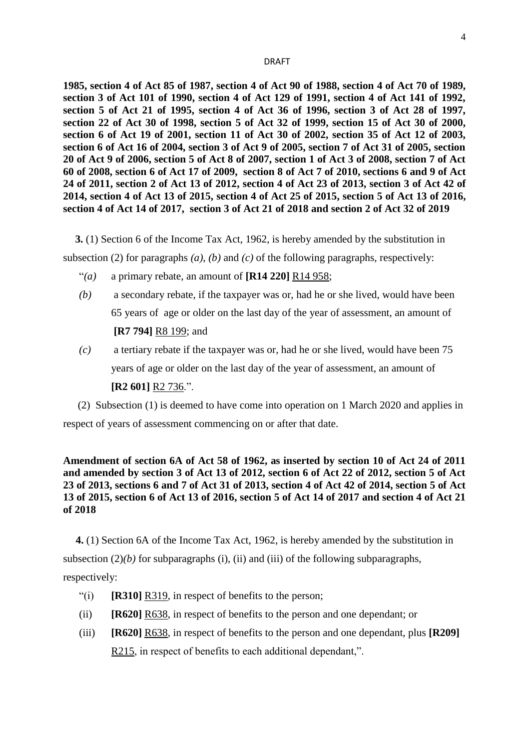**1985, section 4 of Act 85 of 1987, section 4 of Act 90 of 1988, section 4 of Act 70 of 1989, section 3 of Act 101 of 1990, section 4 of Act 129 of 1991, section 4 of Act 141 of 1992, section 5 of Act 21 of 1995, section 4 of Act 36 of 1996, section 3 of Act 28 of 1997, section 22 of Act 30 of 1998, section 5 of Act 32 of 1999, section 15 of Act 30 of 2000, section 6 of Act 19 of 2001, section 11 of Act 30 of 2002, section 35 of Act 12 of 2003, section 6 of Act 16 of 2004, section 3 of Act 9 of 2005, section 7 of Act 31 of 2005, section 20 of Act 9 of 2006, section 5 of Act 8 of 2007, section 1 of Act 3 of 2008, section 7 of Act 60 of 2008, section 6 of Act 17 of 2009, section 8 of Act 7 of 2010, sections 6 and 9 of Act 24 of 2011, section 2 of Act 13 of 2012, section 4 of Act 23 of 2013, section 3 of Act 42 of 2014, section 4 of Act 13 of 2015, section 4 of Act 25 of 2015, section 5 of Act 13 of 2016, section 4 of Act 14 of 2017, section 3 of Act 21 of 2018 and section 2 of Act 32 of 2019**

**3.** (1) Section 6 of the Income Tax Act, 1962, is hereby amended by the substitution in subsection (2) for paragraphs *(a)*, *(b)* and *(c)* of the following paragraphs, respectively:

"*(a)* a primary rebate, an amount of **[R14 220]** R14 958;

*(b)* a secondary rebate, if the taxpayer was or, had he or she lived, would have been 65 years of age or older on the last day of the year of assessment, an amount of **[R7 794]** R8 199; and

*(c)* a tertiary rebate if the taxpayer was or, had he or she lived, would have been 75 years of age or older on the last day of the year of assessment, an amount of **[R2 601]** R2 736.".

(2) Subsection (1) is deemed to have come into operation on 1 March 2020 and applies in respect of years of assessment commencing on or after that date.

**Amendment of section 6A of Act 58 of 1962, as inserted by section 10 of Act 24 of 2011 and amended by section 3 of Act 13 of 2012, section 6 of Act 22 of 2012, section 5 of Act 23 of 2013, sections 6 and 7 of Act 31 of 2013, section 4 of Act 42 of 2014, section 5 of Act 13 of 2015, section 6 of Act 13 of 2016, section 5 of Act 14 of 2017 and section 4 of Act 21 of 2018**

**4.** (1) Section 6A of the Income Tax Act, 1962, is hereby amended by the substitution in subsection (2)*(b)* for subparagraphs (i), (ii) and (iii) of the following subparagraphs, respectively:

"(i) **[R310]** R319, in respect of benefits to the person;

(ii) **[R620]** R638, in respect of benefits to the person and one dependant; or

(iii) **[R620]** R638, in respect of benefits to the person and one dependant, plus **[R209]** R215, in respect of benefits to each additional dependant,".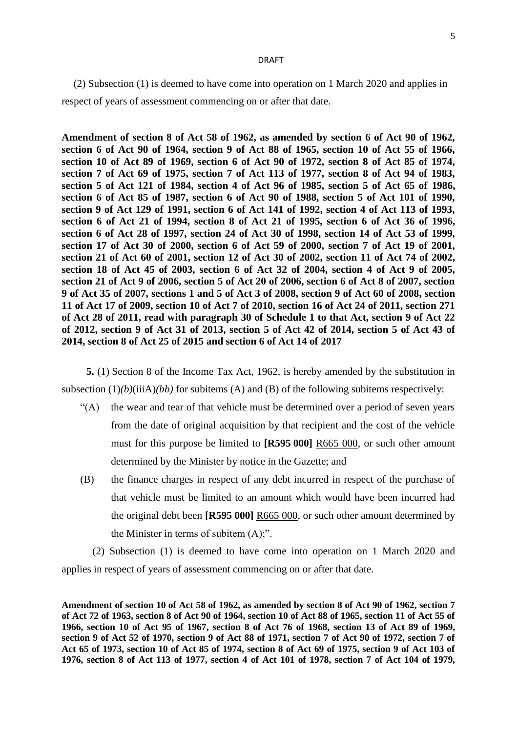(2) Subsection (1) is deemed to have come into operation on 1 March 2020 and applies in respect of years of assessment commencing on or after that date.

**Amendment of section 8 of Act 58 of 1962, as amended by section 6 of Act 90 of 1962, section 6 of Act 90 of 1964, section 9 of Act 88 of 1965, section 10 of Act 55 of 1966, section 10 of Act 89 of 1969, section 6 of Act 90 of 1972, section 8 of Act 85 of 1974, section 7 of Act 69 of 1975, section 7 of Act 113 of 1977, section 8 of Act 94 of 1983, section 5 of Act 121 of 1984, section 4 of Act 96 of 1985, section 5 of Act 65 of 1986, section 6 of Act 85 of 1987, section 6 of Act 90 of 1988, section 5 of Act 101 of 1990, section 9 of Act 129 of 1991, section 6 of Act 141 of 1992, section 4 of Act 113 of 1993, section 6 of Act 21 of 1994, section 8 of Act 21 of 1995, section 6 of Act 36 of 1996, section 6 of Act 28 of 1997, section 24 of Act 30 of 1998, section 14 of Act 53 of 1999, section 17 of Act 30 of 2000, section 6 of Act 59 of 2000, section 7 of Act 19 of 2001, section 21 of Act 60 of 2001, section 12 of Act 30 of 2002, section 11 of Act 74 of 2002, section 18 of Act 45 of 2003, section 6 of Act 32 of 2004, section 4 of Act 9 of 2005, section 21 of Act 9 of 2006, section 5 of Act 20 of 2006, section 6 of Act 8 of 2007, section 9 of Act 35 of 2007, sections 1 and 5 of Act 3 of 2008, section 9 of Act 60 of 2008, section 11 of Act 17 of 2009, section 10 of Act 7 of 2010, section 16 of Act 24 of 2011, section 271 of Act 28 of 2011, read with paragraph 30 of Schedule 1 to that Act, section 9 of Act 22 of 2012, section 9 of Act 31 of 2013, section 5 of Act 42 of 2014, section 5 of Act 43 of 2014, section 8 of Act 25 of 2015 and section 6 of Act 14 of 2017**

**5.** (1) Section 8 of the Income Tax Act, 1962, is hereby amended by the substitution in subsection (1)*(b)*(iiiA)*(bb)* for subitems (A) and (B) of the following subitems respectively:

"(A) the wear and tear of that vehicle must be determined over a period of seven years from the date of original acquisition by that recipient and the cost of the vehicle must for this purpose be limited to **[R595 000]** <u>R665 000</u>, or such other amount determined by the Minister by notice in the Gazette; and

(B) the finance charges in respect of any debt incurred in respect of the purchase of that vehicle must be limited to an amount which would have been incurred had the original debt been **[R595 000]** <u>R665 000</u>, or such other amount determined by the Minister in terms of subitem (A);".

(2) Subsection (1) is deemed to have come into operation on 1 March 2020 and applies in respect of years of assessment commencing on or after that date.

**Amendment of section 10 of Act 58 of 1962, as amended by section 8 of Act 90 of 1962, section 7 of Act 72 of 1963, section 8 of Act 90 of 1964, section 10 of Act 88 of 1965, section 11 of Act 55 of 1966, section 10 of Act 95 of 1967, section 8 of Act 76 of 1968, section 13 of Act 89 of 1969, section 9 of Act 52 of 1970, section 9 of Act 88 of 1971, section 7 of Act 90 of 1972, section 7 of Act 65 of 1973, section 10 of Act 85 of 1974, section 8 of Act 69 of 1975, section 9 of Act 103 of 1976, section 8 of Act 113 of 1977, section 4 of Act 101 of 1978, section 7 of Act 104 of 1979,**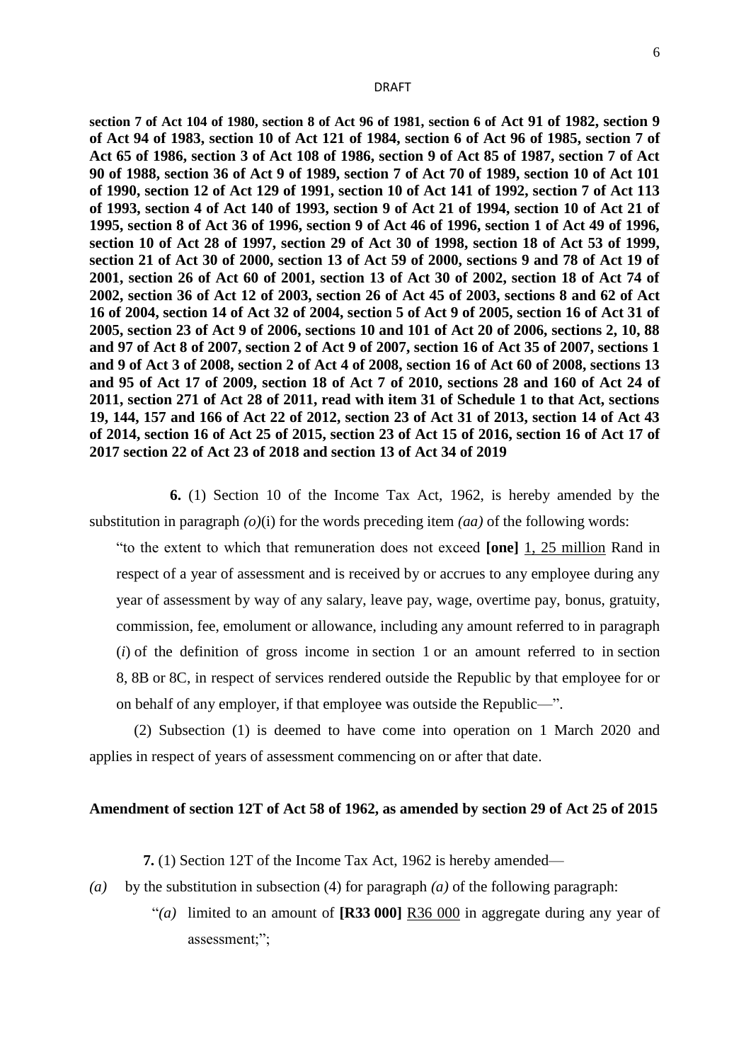**section 7 of Act 104 of 1980, section 8 of Act 96 of 1981, section 6 of Act 91 of 1982, section 9 of Act 94 of 1983, section 10 of Act 121 of 1984, section 6 of Act 96 of 1985, section 7 of Act 65 of 1986, section 3 of Act 108 of 1986, section 9 of Act 85 of 1987, section 7 of Act 90 of 1988, section 36 of Act 9 of 1989, section 7 of Act 70 of 1989, section 10 of Act 101 of 1990, section 12 of Act 129 of 1991, section 10 of Act 141 of 1992, section 7 of Act 113 of 1993, section 4 of Act 140 of 1993, section 9 of Act 21 of 1994, section 10 of Act 21 of 1995, section 8 of Act 36 of 1996, section 9 of Act 46 of 1996, section 1 of Act 49 of 1996, section 10 of Act 28 of 1997, section 29 of Act 30 of 1998, section 18 of Act 53 of 1999, section 21 of Act 30 of 2000, section 13 of Act 59 of 2000, sections 9 and 78 of Act 19 of 2001, section 26 of Act 60 of 2001, section 13 of Act 30 of 2002, section 18 of Act 74 of 2002, section 36 of Act 12 of 2003, section 26 of Act 45 of 2003, sections 8 and 62 of Act 16 of 2004, section 14 of Act 32 of 2004, section 5 of Act 9 of 2005, section 16 of Act 31 of 2005, section 23 of Act 9 of 2006, sections 10 and 101 of Act 20 of 2006, sections 2, 10, 88 and 97 of Act 8 of 2007, section 2 of Act 9 of 2007, section 16 of Act 35 of 2007, sections 1 and 9 of Act 3 of 2008, section 2 of Act 4 of 2008, section 16 of Act 60 of 2008, sections 13 and 95 of Act 17 of 2009, section 18 of Act 7 of 2010, sections 28 and 160 of Act 24 of 2011, section 271 of Act 28 of 2011, read with item 31 of Schedule 1 to that Act, sections 19, 144, 157 and 166 of Act 22 of 2012, section 23 of Act 31 of 2013, section 14 of Act 43 of 2014, section 16 of Act 25 of 2015, section 23 of Act 15 of 2016, section 16 of Act 17 of 2017 section 22 of Act 23 of 2018 and section 13 of Act 34 of 2019**

**6.** (1) Section 10 of the Income Tax Act, 1962, is hereby amended by the substitution in paragraph *(o)*(i) for the words preceding item *(aa)* of the following words:

"to the extent to which that remuneration does not exceed **[one]** <u>1, 25 million</u> Rand in respect of a year of assessment and is received by or accrues to any employee during any year of assessment by way of any salary, leave pay, wage, overtime pay, bonus, gratuity, commission, fee, emolument or allowance, including any amount referred to in paragraph (*i*) of the definition of gross income in section 1 or an amount referred to in section 8, 8B or 8C, in respect of services rendered outside the Republic by that employee for or on behalf of any employer, if that employee was outside the Republic—".

(2) Subsection (1) is deemed to have come into operation on 1 March 2020 and applies in respect of years of assessment commencing on or after that date.

**Amendment of section 12T of Act 58 of 1962, as amended by section 29 of Act 25 of 2015**

**7.** (1) Section 12T of the Income Tax Act, 1962 is hereby amended—

*(a)* by the substitution in subsection (4) for paragraph *(a)* of the following paragraph:

"*(a)* limited to an amount of **[R33 000]** <u>R36 000</u> in aggregate during any year of assessment;";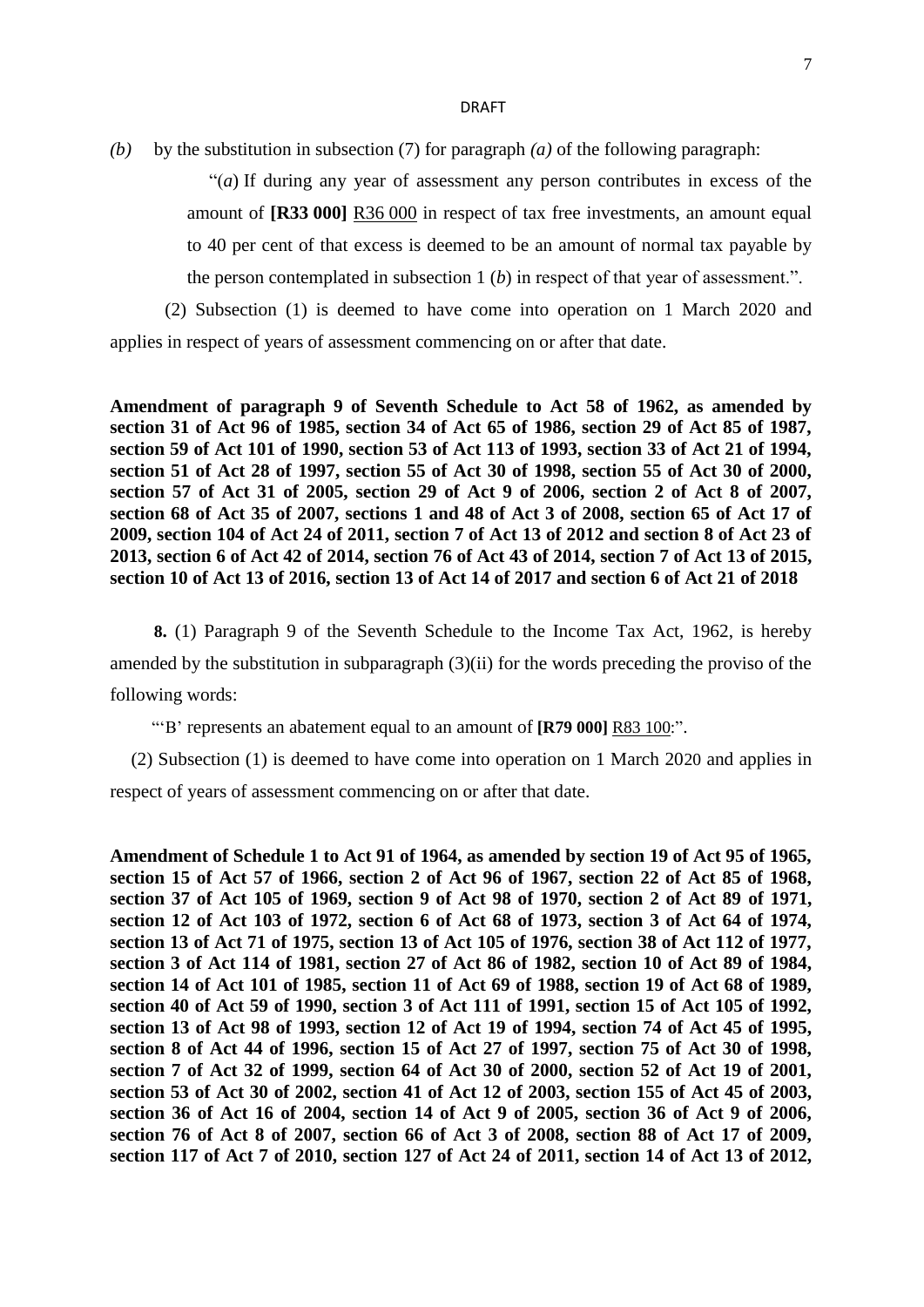DRAFT

*(b)* by the substitution in subsection (7) for paragraph *(a)* of the following paragraph:

> "(*a*) If during any year of assessment any person contributes in excess of the amount of **[R33 000]** <u>R36 000</u> in respect of tax free investments, an amount equal to 40 per cent of that excess is deemed to be an amount of normal tax payable by the person contemplated in subsection 1 (*b*) in respect of that year of assessment.".

(2) Subsection (1) is deemed to have come into operation on 1 March 2020 and applies in respect of years of assessment commencing on or after that date.

**Amendment of paragraph 9 of Seventh Schedule to Act 58 of 1962, as amended by section 31 of Act 96 of 1985, section 34 of Act 65 of 1986, section 29 of Act 85 of 1987, section 59 of Act 101 of 1990, section 53 of Act 113 of 1993, section 33 of Act 21 of 1994, section 51 of Act 28 of 1997, section 55 of Act 30 of 1998, section 55 of Act 30 of 2000, section 57 of Act 31 of 2005, section 29 of Act 9 of 2006, section 2 of Act 8 of 2007, section 68 of Act 35 of 2007, sections 1 and 48 of Act 3 of 2008, section 65 of Act 17 of 2009, section 104 of Act 24 of 2011, section 7 of Act 13 of 2012 and section 8 of Act 23 of 2013, section 6 of Act 42 of 2014, section 76 of Act 43 of 2014, section 7 of Act 13 of 2015, section 10 of Act 13 of 2016, section 13 of Act 14 of 2017 and section 6 of Act 21 of 2018**

**8.** (1) Paragraph 9 of the Seventh Schedule to the Income Tax Act, 1962, is hereby amended by the substitution in subparagraph (3)(ii) for the words preceding the proviso of the following words:

"'B' represents an abatement equal to an amount of **[R79 000]** <u>R83 100</u>:".

(2) Subsection (1) is deemed to have come into operation on 1 March 2020 and applies in respect of years of assessment commencing on or after that date.

**Amendment of Schedule 1 to Act 91 of 1964, as amended by section 19 of Act 95 of 1965, section 15 of Act 57 of 1966, section 2 of Act 96 of 1967, section 22 of Act 85 of 1968, section 37 of Act 105 of 1969, section 9 of Act 98 of 1970, section 2 of Act 89 of 1971, section 12 of Act 103 of 1972, section 6 of Act 68 of 1973, section 3 of Act 64 of 1974, section 13 of Act 71 of 1975, section 13 of Act 105 of 1976, section 38 of Act 112 of 1977, section 3 of Act 114 of 1981, section 27 of Act 86 of 1982, section 10 of Act 89 of 1984, section 14 of Act 101 of 1985, section 11 of Act 69 of 1988, section 19 of Act 68 of 1989, section 40 of Act 59 of 1990, section 3 of Act 111 of 1991, section 15 of Act 105 of 1992, section 13 of Act 98 of 1993, section 12 of Act 19 of 1994, section 74 of Act 45 of 1995, section 8 of Act 44 of 1996, section 15 of Act 27 of 1997, section 75 of Act 30 of 1998, section 7 of Act 32 of 1999, section 64 of Act 30 of 2000, section 52 of Act 19 of 2001, section 53 of Act 30 of 2002, section 41 of Act 12 of 2003, section 155 of Act 45 of 2003, section 36 of Act 16 of 2004, section 14 of Act 9 of 2005, section 36 of Act 9 of 2006, section 76 of Act 8 of 2007, section 66 of Act 3 of 2008, section 88 of Act 17 of 2009, section 117 of Act 7 of 2010, section 127 of Act 24 of 2011, section 14 of Act 13 of 2012,**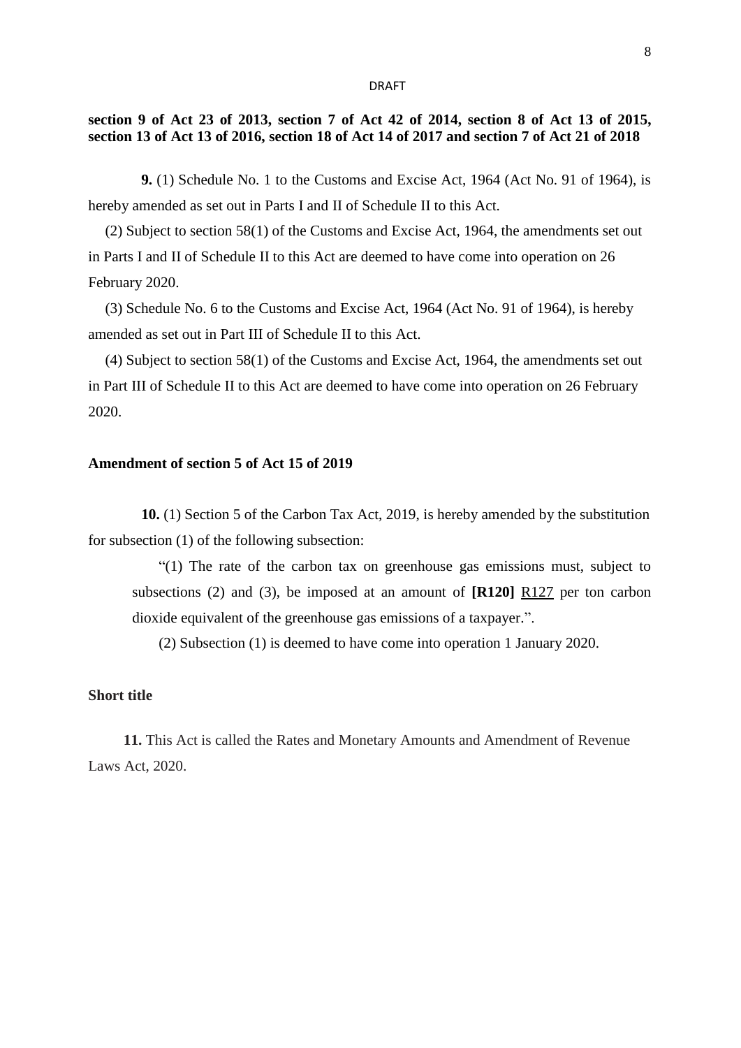**section 9 of Act 23 of 2013, section 7 of Act 42 of 2014, section 8 of Act 13 of 2015, section 13 of Act 13 of 2016, section 18 of Act 14 of 2017 and section 7 of Act 21 of 2018**

**9.** (1) Schedule No. 1 to the Customs and Excise Act, 1964 (Act No. 91 of 1964), is hereby amended as set out in Parts I and II of Schedule II to this Act.

(2) Subject to section 58(1) of the Customs and Excise Act, 1964, the amendments set out in Parts I and II of Schedule II to this Act are deemed to have come into operation on 26 February 2020.

(3) Schedule No. 6 to the Customs and Excise Act, 1964 (Act No. 91 of 1964), is hereby amended as set out in Part III of Schedule II to this Act.

(4) Subject to section 58(1) of the Customs and Excise Act, 1964, the amendments set out in Part III of Schedule II to this Act are deemed to have come into operation on 26 February 2020.

**Amendment of section 5 of Act 15 of 2019**

**10.** (1) Section 5 of the Carbon Tax Act, 2019, is hereby amended by the substitution for subsection (1) of the following subsection:

> "(1) The rate of the carbon tax on greenhouse gas emissions must, subject to subsections (2) and (3), be imposed at an amount of **[R120]** <u>R127</u> per ton carbon dioxide equivalent of the greenhouse gas emissions of a taxpayer.".

(2) Subsection (1) is deemed to have come into operation 1 January 2020.

**Short title**

**11.** This Act is called the Rates and Monetary Amounts and Amendment of Revenue Laws Act, 2020.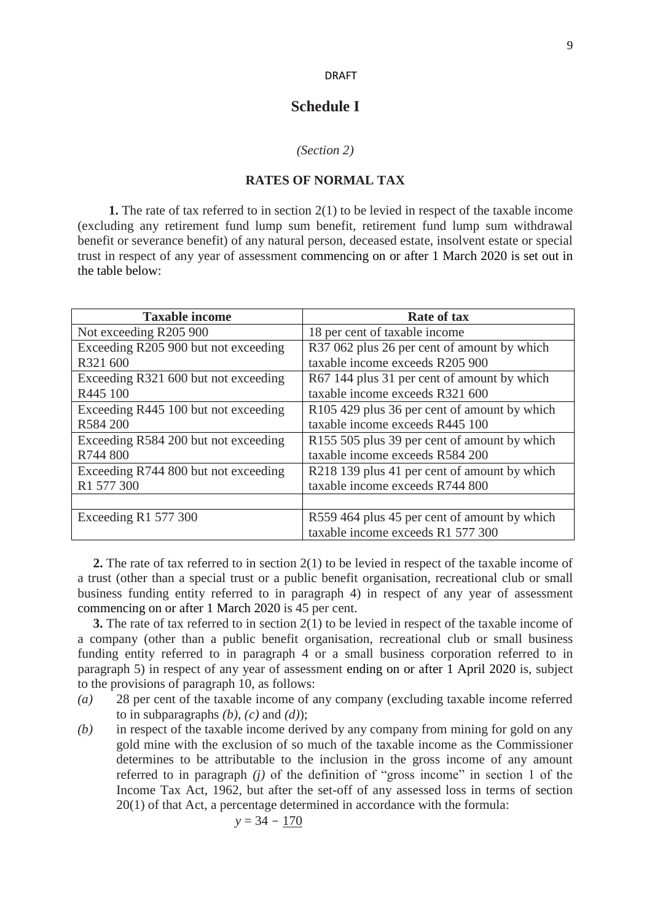DRAFT

# Schedule I

*(Section 2)*

**RATES OF NORMAL TAX**

**1.** The rate of tax referred to in section 2(1) to be levied in respect of the taxable income (excluding any retirement fund lump sum benefit, retirement fund lump sum withdrawal benefit or severance benefit) of any natural person, deceased estate, insolvent estate or special trust in respect of any year of assessment commencing on or after 1 March 2020 is set out in the table below:

| Taxable income | Rate of tax |
|---|---|
| Not exceeding R205 900 | 18 per cent of taxable income |
| Exceeding R205 900 but not exceeding R321 600 | R37 062 plus 26 per cent of amount by which taxable income exceeds R205 900 |
| Exceeding R321 600 but not exceeding R445 100 | R67 144 plus 31 per cent of amount by which taxable income exceeds R321 600 |
| Exceeding R445 100 but not exceeding R584 200 | R105 429 plus 36 per cent of amount by which taxable income exceeds R445 100 |
| Exceeding R584 200 but not exceeding R744 800 | R155 505 plus 39 per cent of amount by which taxable income exceeds R584 200 |
| Exceeding R744 800 but not exceeding R1 577 300 | R218 139 plus 41 per cent of amount by which taxable income exceeds R744 800 |
| | |
| Exceeding R1 577 300 | R559 464 plus 45 per cent of amount by which taxable income exceeds R1 577 300 |

**2.** The rate of tax referred to in section 2(1) to be levied in respect of the taxable income of a trust (other than a special trust or a public benefit organisation, recreational club or small business funding entity referred to in paragraph 4) in respect of any year of assessment commencing on or after 1 March 2020 is 45 per cent.

**3.** The rate of tax referred to in section 2(1) to be levied in respect of the taxable income of a company (other than a public benefit organisation, recreational club or small business funding entity referred to in paragraph 4 or a small business corporation referred to in paragraph 5) in respect of any year of assessment ending on or after 1 April 2020 is, subject to the provisions of paragraph 10, as follows:

*(a)* 28 per cent of the taxable income of any company (excluding taxable income referred to in subparagraphs *(b)*, *(c)* and *(d)*);

*(b)* in respect of the taxable income derived by any company from mining for gold on any gold mine with the exclusion of so much of the taxable income as the Commissioner determines to be attributable to the inclusion in the gross income of any amount referred to in paragraph *(j)* of the definition of "gross income" in section 1 of the Income Tax Act, 1962, but after the set-off of any assessed loss in terms of section 20(1) of that Act, a percentage determined in accordance with the formula:

$$y = 34 - \underline{170}$$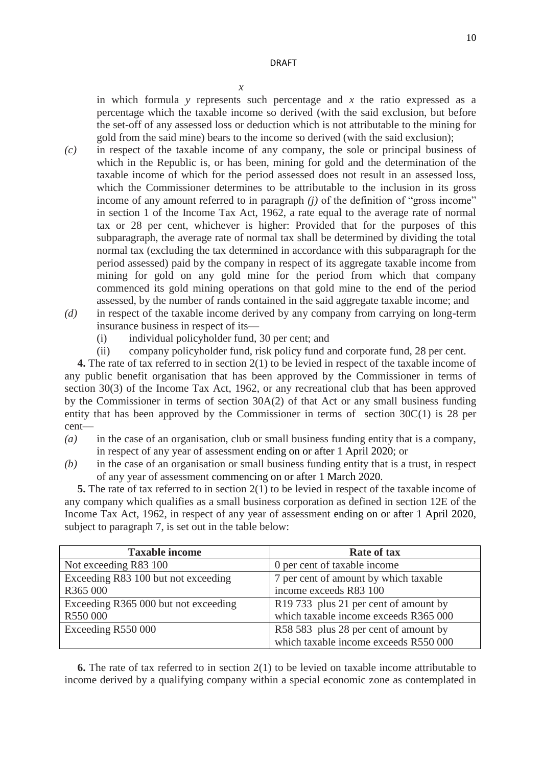$x$

in which formula $y$ represents such percentage and $x$ the ratio expressed as a percentage which the taxable income so derived (with the said exclusion, but before the set-off of any assessed loss or deduction which is not attributable to the mining for gold from the said mine) bears to the income so derived (with the said exclusion);

*(c)* in respect of the taxable income of any company, the sole or principal business of which in the Republic is, or has been, mining for gold and the determination of the taxable income of which for the period assessed does not result in an assessed loss, which the Commissioner determines to be attributable to the inclusion in its gross income of any amount referred to in paragraph *(j)* of the definition of "gross income" in section 1 of the Income Tax Act, 1962, a rate equal to the average rate of normal tax or 28 per cent, whichever is higher: Provided that for the purposes of this subparagraph, the average rate of normal tax shall be determined by dividing the total normal tax (excluding the tax determined in accordance with this subparagraph for the period assessed) paid by the company in respect of its aggregate taxable income from mining for gold on any gold mine for the period from which that company commenced its gold mining operations on that gold mine to the end of the period assessed, by the number of rands contained in the said aggregate taxable income; and

*(d)* in respect of the taxable income derived by any company from carrying on long-term insurance business in respect of its—

(i) individual policyholder fund, 30 per cent; and

(ii) company policyholder fund, risk policy fund and corporate fund, 28 per cent.

**4.** The rate of tax referred to in section 2(1) to be levied in respect of the taxable income of any public benefit organisation that has been approved by the Commissioner in terms of section 30(3) of the Income Tax Act, 1962, or any recreational club that has been approved by the Commissioner in terms of section 30A(2) of that Act or any small business funding entity that has been approved by the Commissioner in terms of section 30C(1) is 28 per cent—

*(a)* in the case of an organisation, club or small business funding entity that is a company, in respect of any year of assessment ending on or after 1 April 2020; or

*(b)* in the case of an organisation or small business funding entity that is a trust, in respect of any year of assessment commencing on or after 1 March 2020.

**5.** The rate of tax referred to in section 2(1) to be levied in respect of the taxable income of any company which qualifies as a small business corporation as defined in section 12E of the Income Tax Act, 1962, in respect of any year of assessment ending on or after 1 April 2020, subject to paragraph 7, is set out in the table below:

| Taxable income | Rate of tax |
|---|---|
| Not exceeding R83 100 | 0 per cent of taxable income |
| Exceeding R83 100 but not exceeding R365 000 | 7 per cent of amount by which taxable income exceeds R83 100 |
| Exceeding R365 000 but not exceeding R550 000 | R19 733 plus 21 per cent of amount by which taxable income exceeds R365 000 |
| Exceeding R550 000 | R58 583 plus 28 per cent of amount by which taxable income exceeds R550 000 |

**6.** The rate of tax referred to in section 2(1) to be levied on taxable income attributable to income derived by a qualifying company within a special economic zone as contemplated in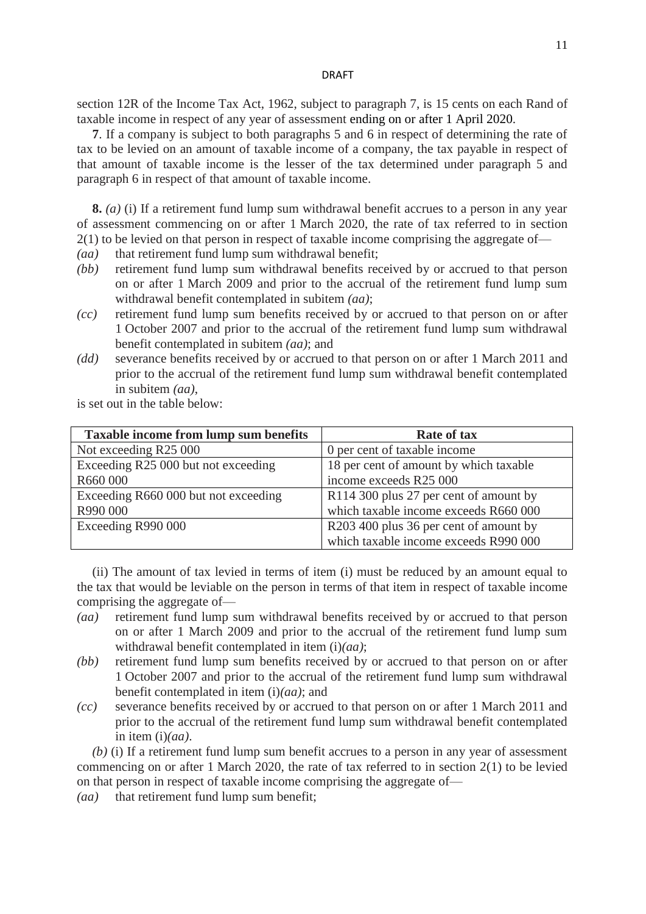section 12R of the Income Tax Act, 1962, subject to paragraph 7, is 15 cents on each Rand of taxable income in respect of any year of assessment ending on or after 1 April 2020.

**7**. If a company is subject to both paragraphs 5 and 6 in respect of determining the rate of tax to be levied on an amount of taxable income of a company, the tax payable in respect of that amount of taxable income is the lesser of the tax determined under paragraph 5 and paragraph 6 in respect of that amount of taxable income.

**8.** *(a)* (i) If a retirement fund lump sum withdrawal benefit accrues to a person in any year of assessment commencing on or after 1 March 2020, the rate of tax referred to in section 2(1) to be levied on that person in respect of taxable income comprising the aggregate of—

*(aa)* that retirement fund lump sum withdrawal benefit;

*(bb)* retirement fund lump sum withdrawal benefits received by or accrued to that person on or after 1 March 2009 and prior to the accrual of the retirement fund lump sum withdrawal benefit contemplated in subitem *(aa)*;

*(cc)* retirement fund lump sum benefits received by or accrued to that person on or after 1 October 2007 and prior to the accrual of the retirement fund lump sum withdrawal benefit contemplated in subitem *(aa)*; and

*(dd)* severance benefits received by or accrued to that person on or after 1 March 2011 and prior to the accrual of the retirement fund lump sum withdrawal benefit contemplated in subitem *(aa)*,

is set out in the table below:

| Taxable income from lump sum benefits | Rate of tax |
|---|---|
| Not exceeding R25 000 | 0 per cent of taxable income |
| Exceeding R25 000 but not exceeding R660 000 | 18 per cent of amount by which taxable income exceeds R25 000 |
| Exceeding R660 000 but not exceeding R990 000 | R114 300 plus 27 per cent of amount by which taxable income exceeds R660 000 |
| Exceeding R990 000 | R203 400 plus 36 per cent of amount by which taxable income exceeds R990 000 |

(ii) The amount of tax levied in terms of item (i) must be reduced by an amount equal to the tax that would be leviable on the person in terms of that item in respect of taxable income comprising the aggregate of—

*(aa)* retirement fund lump sum withdrawal benefits received by or accrued to that person on or after 1 March 2009 and prior to the accrual of the retirement fund lump sum withdrawal benefit contemplated in item (i)*(aa)*;

*(bb)* retirement fund lump sum benefits received by or accrued to that person on or after 1 October 2007 and prior to the accrual of the retirement fund lump sum withdrawal benefit contemplated in item (i)*(aa)*; and

*(cc)* severance benefits received by or accrued to that person on or after 1 March 2011 and prior to the accrual of the retirement fund lump sum withdrawal benefit contemplated in item (i)*(aa)*.

*(b)* (i) If a retirement fund lump sum benefit accrues to a person in any year of assessment commencing on or after 1 March 2020, the rate of tax referred to in section 2(1) to be levied on that person in respect of taxable income comprising the aggregate of—

*(aa)* that retirement fund lump sum benefit;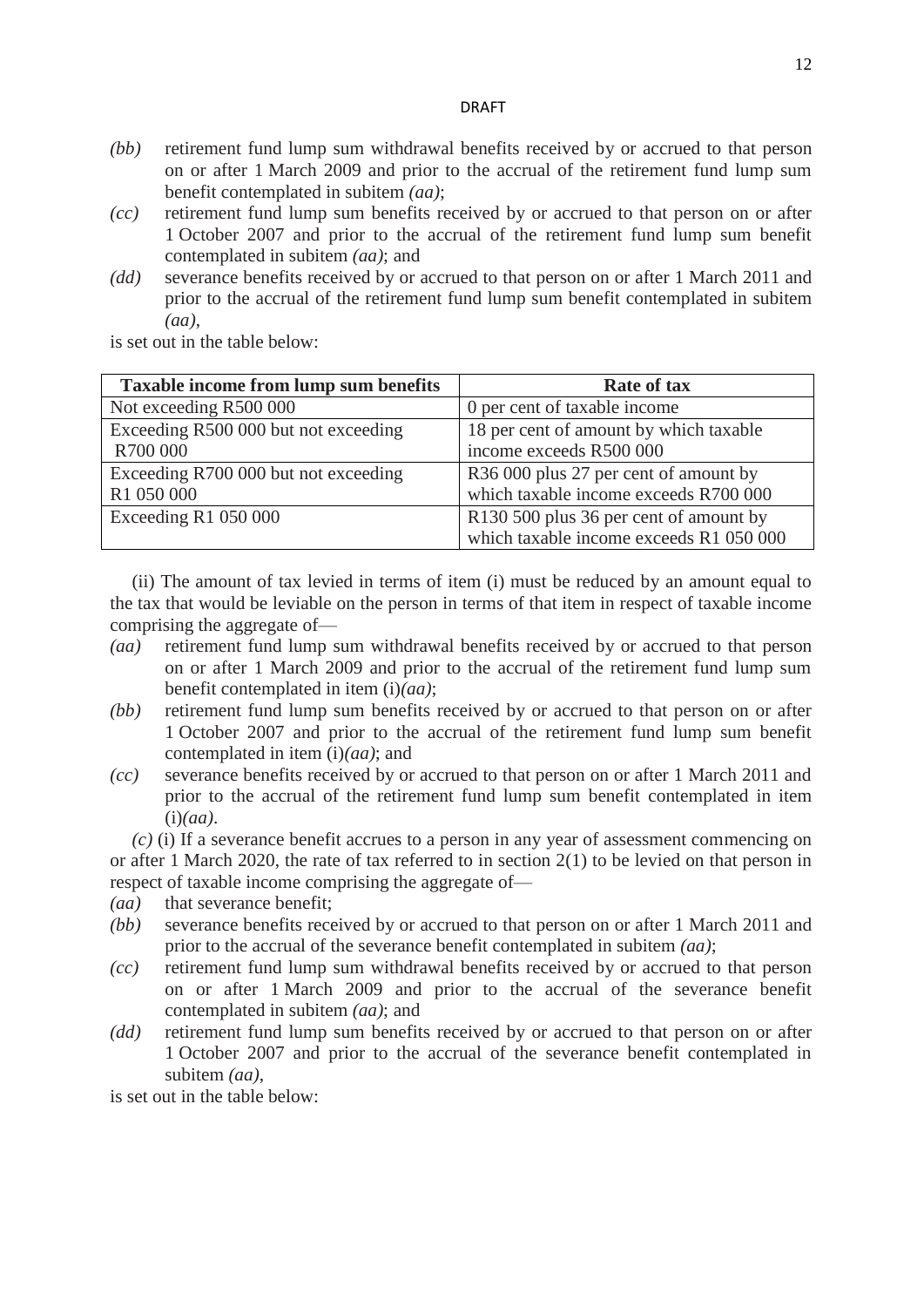*(bb)* retirement fund lump sum withdrawal benefits received by or accrued to that person on or after 1 March 2009 and prior to the accrual of the retirement fund lump sum benefit contemplated in subitem *(aa)*;

*(cc)* retirement fund lump sum benefits received by or accrued to that person on or after 1 October 2007 and prior to the accrual of the retirement fund lump sum benefit contemplated in subitem *(aa)*; and

*(dd)* severance benefits received by or accrued to that person on or after 1 March 2011 and prior to the accrual of the retirement fund lump sum benefit contemplated in subitem *(aa)*,

is set out in the table below:

| **Taxable income from lump sum benefits** | **Rate of tax** |
|---|---|
| Not exceeding R500 000 | 0 per cent of taxable income |
| Exceeding R500 000 but not exceeding R700 000 | 18 per cent of amount by which taxable income exceeds R500 000 |
| Exceeding R700 000 but not exceeding R1 050 000 | R36 000 plus 27 per cent of amount by which taxable income exceeds R700 000 |
| Exceeding R1 050 000 | R130 500 plus 36 per cent of amount by which taxable income exceeds R1 050 000 |

(ii) The amount of tax levied in terms of item (i) must be reduced by an amount equal to the tax that would be leviable on the person in terms of that item in respect of taxable income comprising the aggregate of—

*(aa)* retirement fund lump sum withdrawal benefits received by or accrued to that person on or after 1 March 2009 and prior to the accrual of the retirement fund lump sum benefit contemplated in item (i)*(aa)*;

*(bb)* retirement fund lump sum benefits received by or accrued to that person on or after 1 October 2007 and prior to the accrual of the retirement fund lump sum benefit contemplated in item (i)*(aa)*; and

*(cc)* severance benefits received by or accrued to that person on or after 1 March 2011 and prior to the accrual of the retirement fund lump sum benefit contemplated in item (i)*(aa)*.

*(c)* (i) If a severance benefit accrues to a person in any year of assessment commencing on or after 1 March 2020, the rate of tax referred to in section 2(1) to be levied on that person in respect of taxable income comprising the aggregate of—

*(aa)* that severance benefit;

*(bb)* severance benefits received by or accrued to that person on or after 1 March 2011 and prior to the accrual of the severance benefit contemplated in subitem *(aa)*;

*(cc)* retirement fund lump sum withdrawal benefits received by or accrued to that person on or after 1 March 2009 and prior to the accrual of the severance benefit contemplated in subitem *(aa)*; and

*(dd)* retirement fund lump sum benefits received by or accrued to that person on or after 1 October 2007 and prior to the accrual of the severance benefit contemplated in subitem *(aa)*,

is set out in the table below: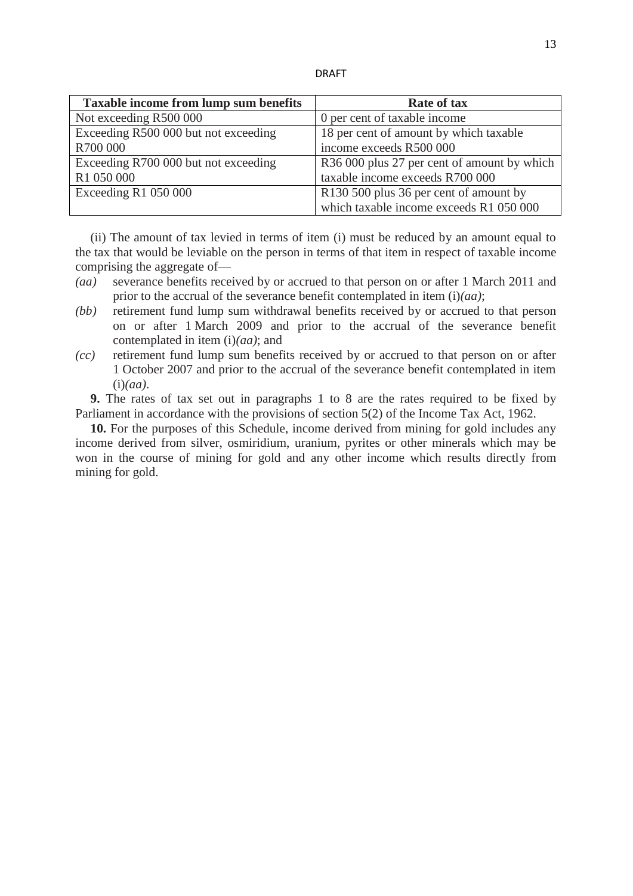| Taxable income from lump sum benefits | Rate of tax |
|---|---|
| Not exceeding R500 000 | 0 per cent of taxable income |
| Exceeding R500 000 but not exceeding R700 000 | 18 per cent of amount by which taxable income exceeds R500 000 |
| Exceeding R700 000 but not exceeding R1 050 000 | R36 000 plus 27 per cent of amount by which taxable income exceeds R700 000 |
| Exceeding R1 050 000 | R130 500 plus 36 per cent of amount by which taxable income exceeds R1 050 000 |

(ii) The amount of tax levied in terms of item (i) must be reduced by an amount equal to the tax that would be leviable on the person in terms of that item in respect of taxable income comprising the aggregate of—

*(aa)* severance benefits received by or accrued to that person on or after 1 March 2011 and prior to the accrual of the severance benefit contemplated in item (i)*(aa)*;

*(bb)* retirement fund lump sum withdrawal benefits received by or accrued to that person on or after 1 March 2009 and prior to the accrual of the severance benefit contemplated in item (i)*(aa)*; and

*(cc)* retirement fund lump sum benefits received by or accrued to that person on or after 1 October 2007 and prior to the accrual of the severance benefit contemplated in item (i)*(aa)*.

**9.** The rates of tax set out in paragraphs 1 to 8 are the rates required to be fixed by Parliament in accordance with the provisions of section 5(2) of the Income Tax Act, 1962.

**10.** For the purposes of this Schedule, income derived from mining for gold includes any income derived from silver, osmiridium, uranium, pyrites or other minerals which may be won in the course of mining for gold and any other income which results directly from mining for gold.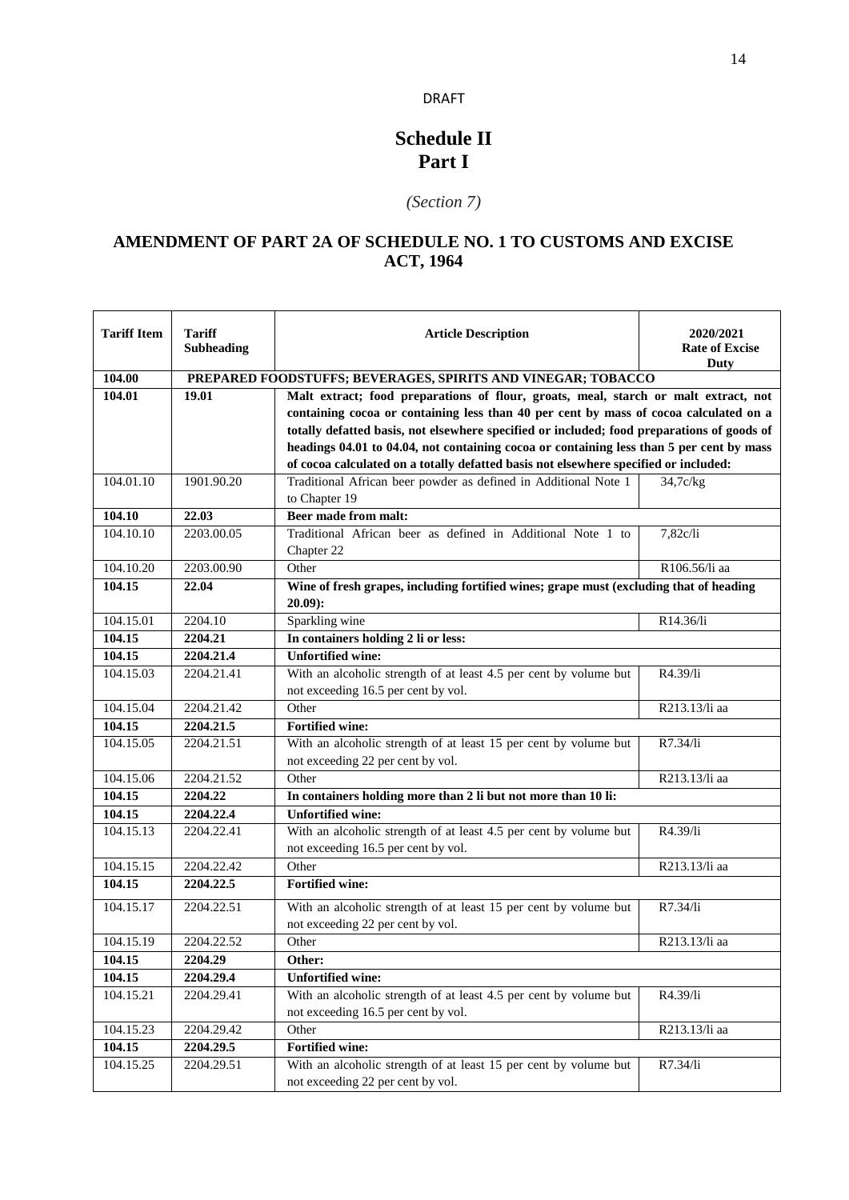DRAFT

# Schedule II
# Part I

*(Section 7)*

## AMENDMENT OF PART 2A OF SCHEDULE NO. 1 TO CUSTOMS AND EXCISE ACT, 1964

| Tariff Item | Tariff Subheading | Article Description | 2020/2021 Rate of Excise Duty |
|---|---|---|---|
| **104.00** | **PREPARED FOODSTUFFS; BEVERAGES, SPIRITS AND VINEGAR; TOBACCO** | | |
| **104.01** | **19.01** | **Malt extract; food preparations of flour, groats, meal, starch or malt extract, not containing cocoa or containing less than 40 per cent by mass of cocoa calculated on a totally defatted basis, not elsewhere specified or included; food preparations of goods of headings 04.01 to 04.04, not containing cocoa or containing less than 5 per cent by mass of cocoa calculated on a totally defatted basis not elsewhere specified or included:** | |
| 104.01.10 | 1901.90.20 | Traditional African beer powder as defined in Additional Note 1 to Chapter 19 | 34,7c/kg |
| **104.10** | **22.03** | **Beer made from malt:** | |
| 104.10.10 | 2203.00.05 | Traditional African beer as defined in Additional Note 1 to Chapter 22 | 7,82c/li |
| 104.10.20 | 2203.00.90 | Other | R106.56/li aa |
| **104.15** | **22.04** | **Wine of fresh grapes, including fortified wines; grape must (excluding that of heading 20.09):** | |
| 104.15.01 | 2204.10 | Sparkling wine | R14.36/li |
| **104.15** | **2204.21** | **In containers holding 2 li or less:** | |
| **104.15** | **2204.21.4** | **Unfortified wine:** | |
| 104.15.03 | 2204.21.41 | With an alcoholic strength of at least 4.5 per cent by volume but not exceeding 16.5 per cent by vol. | R4.39/li |
| 104.15.04 | 2204.21.42 | Other | R213.13/li aa |
| **104.15** | **2204.21.5** | **Fortified wine:** | |
| 104.15.05 | 2204.21.51 | With an alcoholic strength of at least 15 per cent by volume but not exceeding 22 per cent by vol. | R7.34/li |
| 104.15.06 | 2204.21.52 | Other | R213.13/li aa |
| **104.15** | **2204.22** | **In containers holding more than 2 li but not more than 10 li:** | |
| **104.15** | **2204.22.4** | **Unfortified wine:** | |
| 104.15.13 | 2204.22.41 | With an alcoholic strength of at least 4.5 per cent by volume but not exceeding 16.5 per cent by vol. | R4.39/li |
| 104.15.15 | 2204.22.42 | Other | R213.13/li aa |
| **104.15** | **2204.22.5** | **Fortified wine:** | |
| 104.15.17 | 2204.22.51 | With an alcoholic strength of at least 15 per cent by volume but not exceeding 22 per cent by vol. | R7.34/li |
| 104.15.19 | 2204.22.52 | Other | R213.13/li aa |
| **104.15** | **2204.29** | **Other:** | |
| **104.15** | **2204.29.4** | **Unfortified wine:** | |
| 104.15.21 | 2204.29.41 | With an alcoholic strength of at least 4.5 per cent by volume but not exceeding 16.5 per cent by vol. | R4.39/li |
| 104.15.23 | 2204.29.42 | Other | R213.13/li aa |
| **104.15** | **2204.29.5** | **Fortified wine:** | |
| 104.15.25 | 2204.29.51 | With an alcoholic strength of at least 15 per cent by volume but not exceeding 22 per cent by vol. | R7.34/li |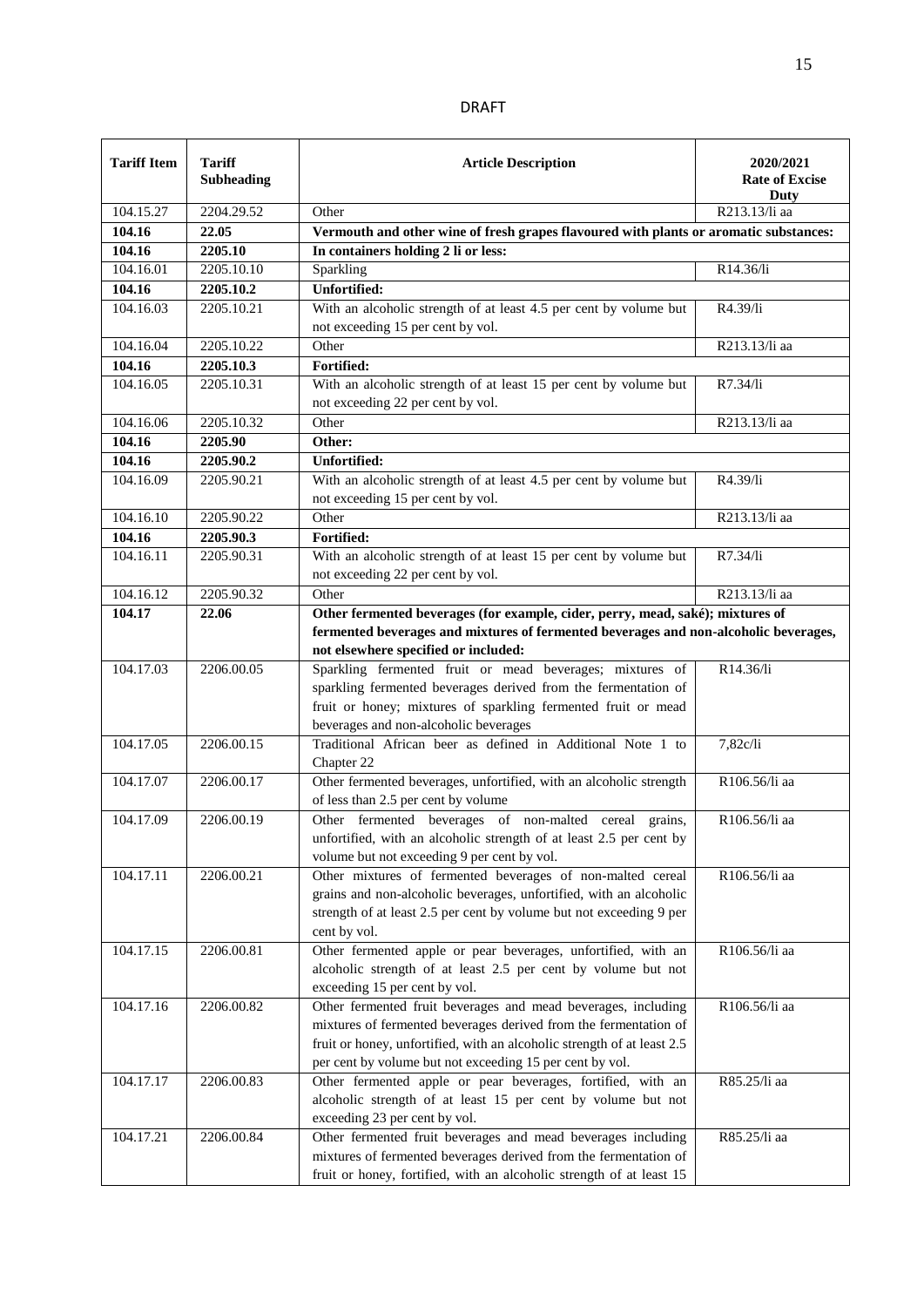DRAFT

| Tariff Item | Tariff Subheading | Article Description | 2020/2021 Rate of Excise Duty |
|---|---|---|---|
| 104.15.27 | 2204.29.52 | Other | R213.13/li aa |
| **104.16** | **22.05** | **Vermouth and other wine of fresh grapes flavoured with plants or aromatic substances:** | |
| **104.16** | **2205.10** | **In containers holding 2 li or less:** | |
| 104.16.01 | 2205.10.10 | Sparkling | R14.36/li |
| **104.16** | **2205.10.2** | **Unfortified:** | |
| 104.16.03 | 2205.10.21 | With an alcoholic strength of at least 4.5 per cent by volume but not exceeding 15 per cent by vol. | R4.39/li |
| 104.16.04 | 2205.10.22 | Other | R213.13/li aa |
| **104.16** | **2205.10.3** | **Fortified:** | |
| 104.16.05 | 2205.10.31 | With an alcoholic strength of at least 15 per cent by volume but not exceeding 22 per cent by vol. | R7.34/li |
| 104.16.06 | 2205.10.32 | Other | R213.13/li aa |
| **104.16** | **2205.90** | **Other:** | |
| **104.16** | **2205.90.2** | **Unfortified:** | |
| 104.16.09 | 2205.90.21 | With an alcoholic strength of at least 4.5 per cent by volume but not exceeding 15 per cent by vol. | R4.39/li |
| 104.16.10 | 2205.90.22 | Other | R213.13/li aa |
| **104.16** | **2205.90.3** | **Fortified:** | |
| 104.16.11 | 2205.90.31 | With an alcoholic strength of at least 15 per cent by volume but not exceeding 22 per cent by vol. | R7.34/li |
| 104.16.12 | 2205.90.32 | Other | R213.13/li aa |
| **104.17** | **22.06** | **Other fermented beverages (for example, cider, perry, mead, saké); mixtures of fermented beverages and mixtures of fermented beverages and non-alcoholic beverages, not elsewhere specified or included:** | |
| 104.17.03 | 2206.00.05 | Sparkling fermented fruit or mead beverages; mixtures of sparkling fermented beverages derived from the fermentation of fruit or honey; mixtures of sparkling fermented fruit or mead beverages and non-alcoholic beverages | R14.36/li |
| 104.17.05 | 2206.00.15 | Traditional African beer as defined in Additional Note 1 to Chapter 22 | 7,82c/li |
| 104.17.07 | 2206.00.17 | Other fermented beverages, unfortified, with an alcoholic strength of less than 2.5 per cent by volume | R106.56/li aa |
| 104.17.09 | 2206.00.19 | Other fermented beverages of non-malted cereal grains, unfortified, with an alcoholic strength of at least 2.5 per cent by volume but not exceeding 9 per cent by vol. | R106.56/li aa |
| 104.17.11 | 2206.00.21 | Other mixtures of fermented beverages of non-malted cereal grains and non-alcoholic beverages, unfortified, with an alcoholic strength of at least 2.5 per cent by volume but not exceeding 9 per cent by vol. | R106.56/li aa |
| 104.17.15 | 2206.00.81 | Other fermented apple or pear beverages, unfortified, with an alcoholic strength of at least 2.5 per cent by volume but not exceeding 15 per cent by vol. | R106.56/li aa |
| 104.17.16 | 2206.00.82 | Other fermented fruit beverages and mead beverages, including mixtures of fermented beverages derived from the fermentation of fruit or honey, unfortified, with an alcoholic strength of at least 2.5 per cent by volume but not exceeding 15 per cent by vol. | R106.56/li aa |
| 104.17.17 | 2206.00.83 | Other fermented apple or pear beverages, fortified, with an alcoholic strength of at least 15 per cent by volume but not exceeding 23 per cent by vol. | R85.25/li aa |
| 104.17.21 | 2206.00.84 | Other fermented fruit beverages and mead beverages including mixtures of fermented beverages derived from the fermentation of fruit or honey, fortified, with an alcoholic strength of at least 15 | R85.25/li aa |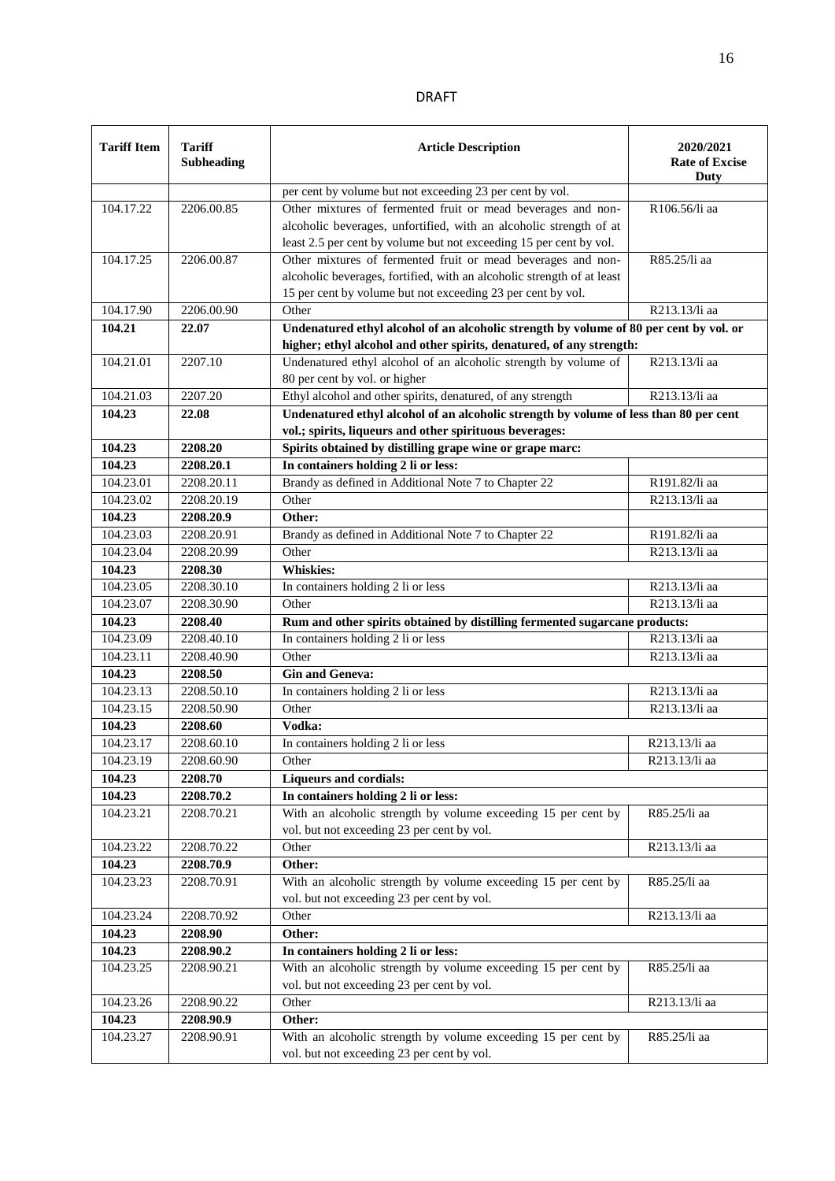DRAFT

| Tariff Item | Tariff Subheading | Article Description | 2020/2021 Rate of Excise Duty |
|---|---|---|---|
| | | per cent by volume but not exceeding 23 per cent by vol. | |
| 104.17.22 | 2206.00.85 | Other mixtures of fermented fruit or mead beverages and non-alcoholic beverages, unfortified, with an alcoholic strength of at least 2.5 per cent by volume but not exceeding 15 per cent by vol. | R106.56/li aa |
| 104.17.25 | 2206.00.87 | Other mixtures of fermented fruit or mead beverages and non-alcoholic beverages, fortified, with an alcoholic strength of at least 15 per cent by volume but not exceeding 23 per cent by vol. | R85.25/li aa |
| 104.17.90 | 2206.00.90 | Other | R213.13/li aa |
| **104.21** | **22.07** | **Undenatured ethyl alcohol of an alcoholic strength by volume of 80 per cent by vol. or higher; ethyl alcohol and other spirits, denatured, of any strength:** | |
| 104.21.01 | 2207.10 | Undenatured ethyl alcohol of an alcoholic strength by volume of 80 per cent by vol. or higher | R213.13/li aa |
| 104.21.03 | 2207.20 | Ethyl alcohol and other spirits, denatured, of any strength | R213.13/li aa |
| **104.23** | **22.08** | **Undenatured ethyl alcohol of an alcoholic strength by volume of less than 80 per cent vol.; spirits, liqueurs and other spirituous beverages:** | |
| **104.23** | **2208.20** | **Spirits obtained by distilling grape wine or grape marc:** | |
| **104.23** | **2208.20.1** | **In containers holding 2 li or less:** | |
| 104.23.01 | 2208.20.11 | Brandy as defined in Additional Note 7 to Chapter 22 | R191.82/li aa |
| 104.23.02 | 2208.20.19 | Other | R213.13/li aa |
| **104.23** | **2208.20.9** | **Other:** | |
| 104.23.03 | 2208.20.91 | Brandy as defined in Additional Note 7 to Chapter 22 | R191.82/li aa |
| 104.23.04 | 2208.20.99 | Other | R213.13/li aa |
| **104.23** | **2208.30** | **Whiskies:** | |
| 104.23.05 | 2208.30.10 | In containers holding 2 li or less | R213.13/li aa |
| 104.23.07 | 2208.30.90 | Other | R213.13/li aa |
| **104.23** | **2208.40** | **Rum and other spirits obtained by distilling fermented sugarcane products:** | |
| 104.23.09 | 2208.40.10 | In containers holding 2 li or less | R213.13/li aa |
| 104.23.11 | 2208.40.90 | Other | R213.13/li aa |
| **104.23** | **2208.50** | **Gin and Geneva:** | |
| 104.23.13 | 2208.50.10 | In containers holding 2 li or less | R213.13/li aa |
| 104.23.15 | 2208.50.90 | Other | R213.13/li aa |
| **104.23** | **2208.60** | **Vodka:** | |
| 104.23.17 | 2208.60.10 | In containers holding 2 li or less | R213.13/li aa |
| 104.23.19 | 2208.60.90 | Other | R213.13/li aa |
| **104.23** | **2208.70** | **Liqueurs and cordials:** | |
| **104.23** | **2208.70.2** | **In containers holding 2 li or less:** | |
| 104.23.21 | 2208.70.21 | With an alcoholic strength by volume exceeding 15 per cent by vol. but not exceeding 23 per cent by vol. | R85.25/li aa |
| 104.23.22 | 2208.70.22 | Other | R213.13/li aa |
| **104.23** | **2208.70.9** | **Other:** | |
| 104.23.23 | 2208.70.91 | With an alcoholic strength by volume exceeding 15 per cent by vol. but not exceeding 23 per cent by vol. | R85.25/li aa |
| 104.23.24 | 2208.70.92 | Other | R213.13/li aa |
| **104.23** | **2208.90** | **Other:** | |
| **104.23** | **2208.90.2** | **In containers holding 2 li or less:** | |
| 104.23.25 | 2208.90.21 | With an alcoholic strength by volume exceeding 15 per cent by vol. but not exceeding 23 per cent by vol. | R85.25/li aa |
| 104.23.26 | 2208.90.22 | Other | R213.13/li aa |
| **104.23** | **2208.90.9** | **Other:** | |
| 104.23.27 | 2208.90.91 | With an alcoholic strength by volume exceeding 15 per cent by vol. but not exceeding 23 per cent by vol. | R85.25/li aa |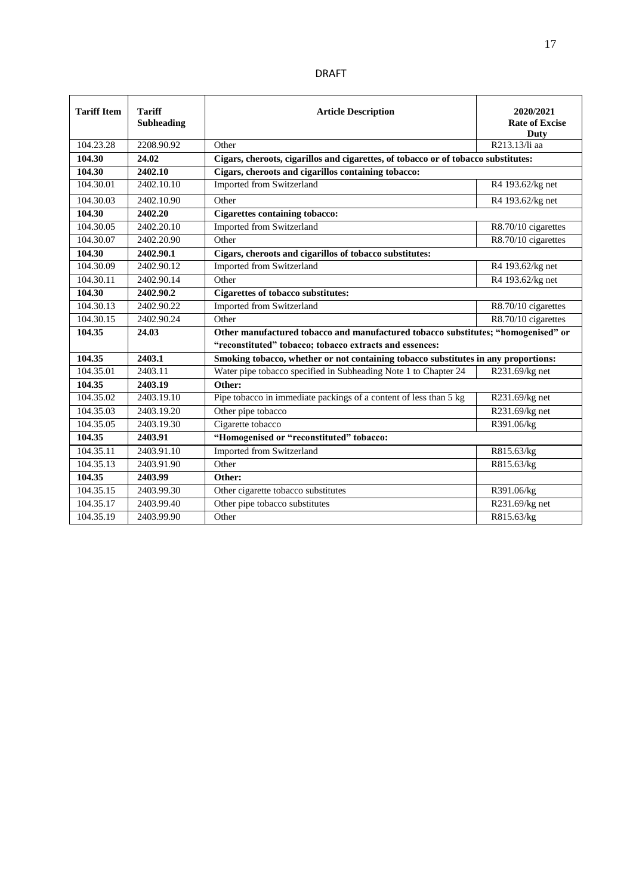DRAFT

| Tariff Item | Tariff Subheading | Article Description | 2020/2021 Rate of Excise Duty |
|---|---|---|---|
| 104.23.28 | 2208.90.92 | Other | R213.13/li aa |
| **104.30** | **24.02** | **Cigars, cheroots, cigarillos and cigarettes, of tobacco or of tobacco substitutes:** | |
| **104.30** | **2402.10** | **Cigars, cheroots and cigarillos containing tobacco:** | |
| 104.30.01 | 2402.10.10 | Imported from Switzerland | R4 193.62/kg net |
| 104.30.03 | 2402.10.90 | Other | R4 193.62/kg net |
| **104.30** | **2402.20** | **Cigarettes containing tobacco:** | |
| 104.30.05 | 2402.20.10 | Imported from Switzerland | R8.70/10 cigarettes |
| 104.30.07 | 2402.20.90 | Other | R8.70/10 cigarettes |
| **104.30** | **2402.90.1** | **Cigars, cheroots and cigarillos of tobacco substitutes:** | |
| 104.30.09 | 2402.90.12 | Imported from Switzerland | R4 193.62/kg net |
| 104.30.11 | 2402.90.14 | Other | R4 193.62/kg net |
| **104.30** | **2402.90.2** | **Cigarettes of tobacco substitutes:** | |
| 104.30.13 | 2402.90.22 | Imported from Switzerland | R8.70/10 cigarettes |
| 104.30.15 | 2402.90.24 | Other | R8.70/10 cigarettes |
| **104.35** | **24.03** | **Other manufactured tobacco and manufactured tobacco substitutes; "homogenised" or "reconstituted" tobacco; tobacco extracts and essences:** | |
| **104.35** | **2403.1** | **Smoking tobacco, whether or not containing tobacco substitutes in any proportions:** | |
| 104.35.01 | 2403.11 | Water pipe tobacco specified in Subheading Note 1 to Chapter 24 | R231.69/kg net |
| **104.35** | **2403.19** | **Other:** | |
| 104.35.02 | 2403.19.10 | Pipe tobacco in immediate packings of a content of less than 5 kg | R231.69/kg net |
| 104.35.03 | 2403.19.20 | Other pipe tobacco | R231.69/kg net |
| 104.35.05 | 2403.19.30 | Cigarette tobacco | R391.06/kg |
| **104.35** | **2403.91** | **"Homogenised or "reconstituted" tobacco:** | |
| 104.35.11 | 2403.91.10 | Imported from Switzerland | R815.63/kg |
| 104.35.13 | 2403.91.90 | Other | R815.63/kg |
| **104.35** | **2403.99** | **Other:** | |
| 104.35.15 | 2403.99.30 | Other cigarette tobacco substitutes | R391.06/kg |
| 104.35.17 | 2403.99.40 | Other pipe tobacco substitutes | R231.69/kg net |
| 104.35.19 | 2403.99.90 | Other | R815.63/kg |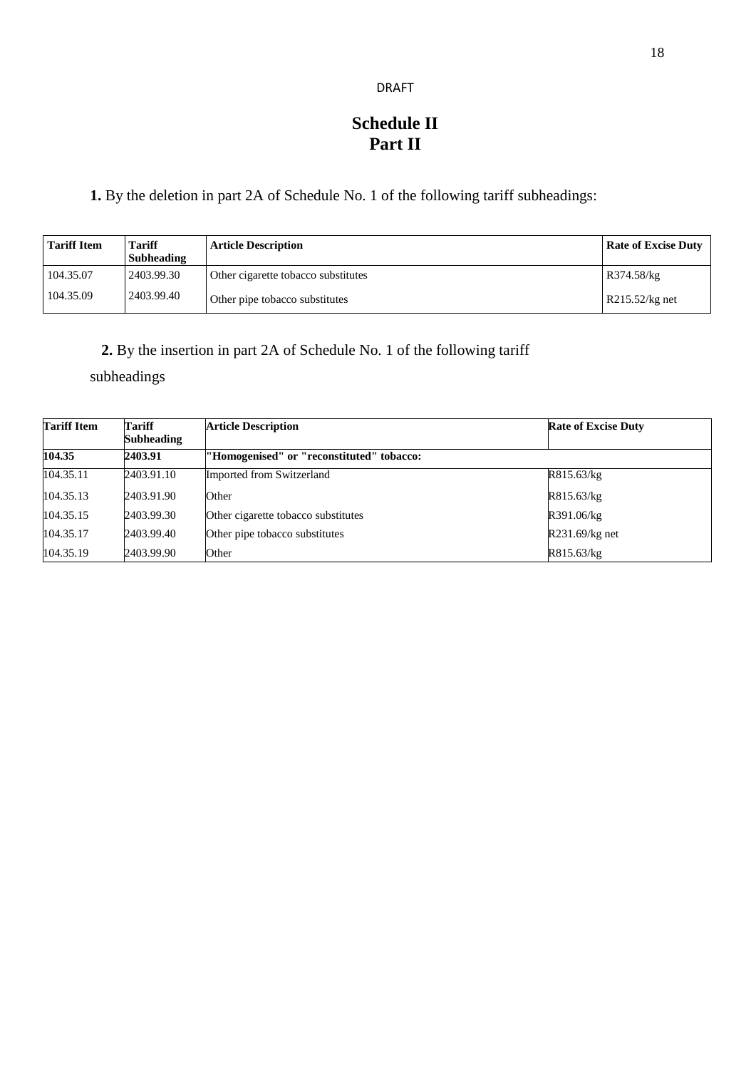DRAFT

# Schedule II
# Part II

**1.** By the deletion in part 2A of Schedule No. 1 of the following tariff subheadings:

| Tariff Item | Tariff Subheading | Article Description | Rate of Excise Duty |
|---|---|---|---|
| 104.35.07 | 2403.99.30 | Other cigarette tobacco substitutes | R374.58/kg |
| 104.35.09 | 2403.99.40 | Other pipe tobacco substitutes | R215.52/kg net |

**2.** By the insertion in part 2A of Schedule No. 1 of the following tariff subheadings

| Tariff Item | Tariff Subheading | Article Description | Rate of Excise Duty |
|---|---|---|---|
| **104.35** | **2403.91** | **"Homogenised" or "reconstituted" tobacco:** | |
| 104.35.11 | 2403.91.10 | Imported from Switzerland | R815.63/kg |
| 104.35.13 | 2403.91.90 | Other | R815.63/kg |
| 104.35.15 | 2403.99.30 | Other cigarette tobacco substitutes | R391.06/kg |
| 104.35.17 | 2403.99.40 | Other pipe tobacco substitutes | R231.69/kg net |
| 104.35.19 | 2403.99.90 | Other | R815.63/kg |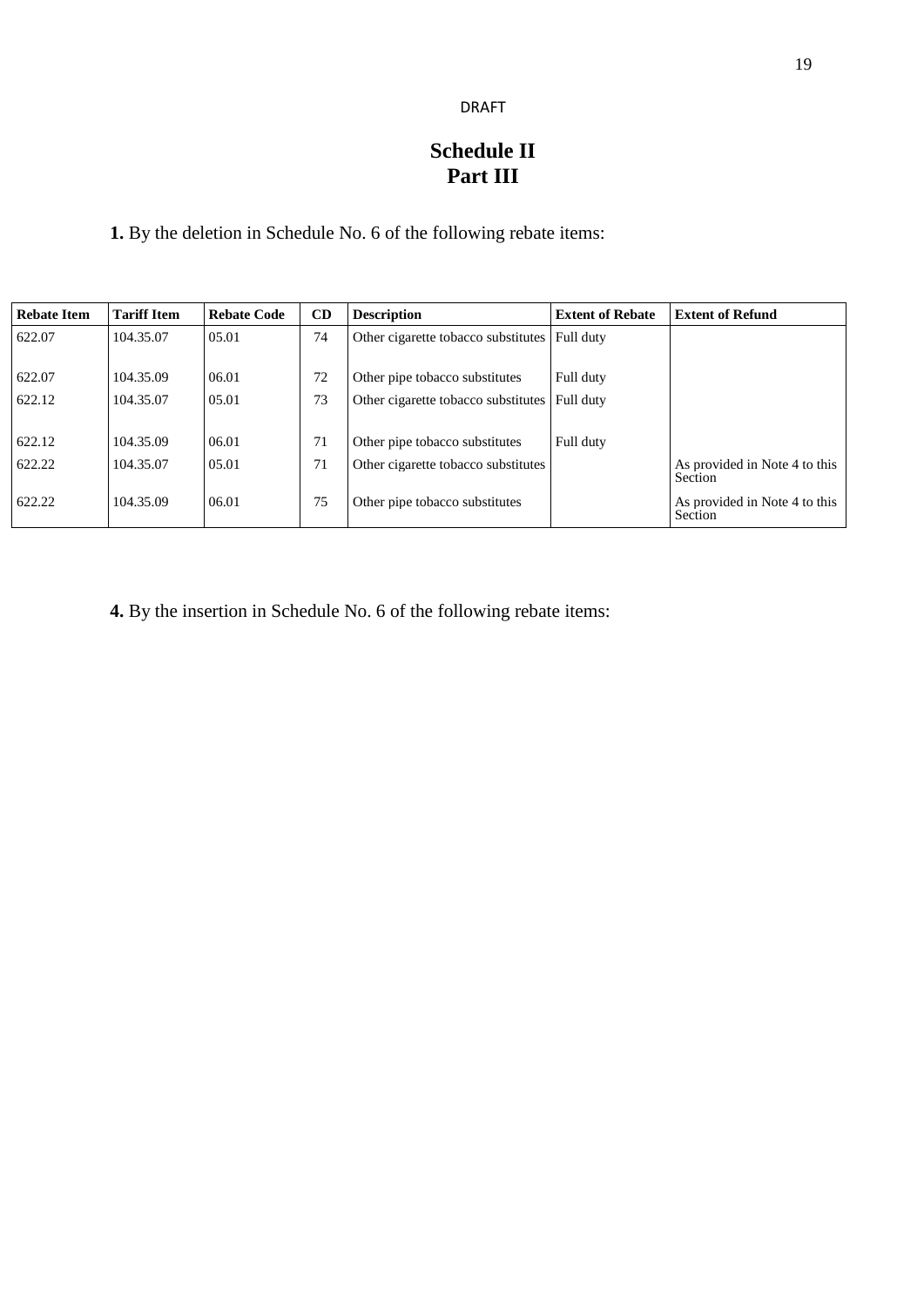DRAFT

# Schedule II
# Part III

**1.** By the deletion in Schedule No. 6 of the following rebate items:

| Rebate Item | Tariff Item | Rebate Code | CD | Description | Extent of Rebate | Extent of Refund |
|---|---|---|---|---|---|---|
| 622.07 | 104.35.07 | 05.01 | 74 | Other cigarette tobacco substitutes | Full duty | |
| 622.07 | 104.35.09 | 06.01 | 72 | Other pipe tobacco substitutes | Full duty | |
| 622.12 | 104.35.07 | 05.01 | 73 | Other cigarette tobacco substitutes | Full duty | |
| 622.12 | 104.35.09 | 06.01 | 71 | Other pipe tobacco substitutes | Full duty | |
| 622.22 | 104.35.07 | 05.01 | 71 | Other cigarette tobacco substitutes | | As provided in Note 4 to this Section |
| 622.22 | 104.35.09 | 06.01 | 75 | Other pipe tobacco substitutes | | As provided in Note 4 to this Section |

**4.** By the insertion in Schedule No. 6 of the following rebate items: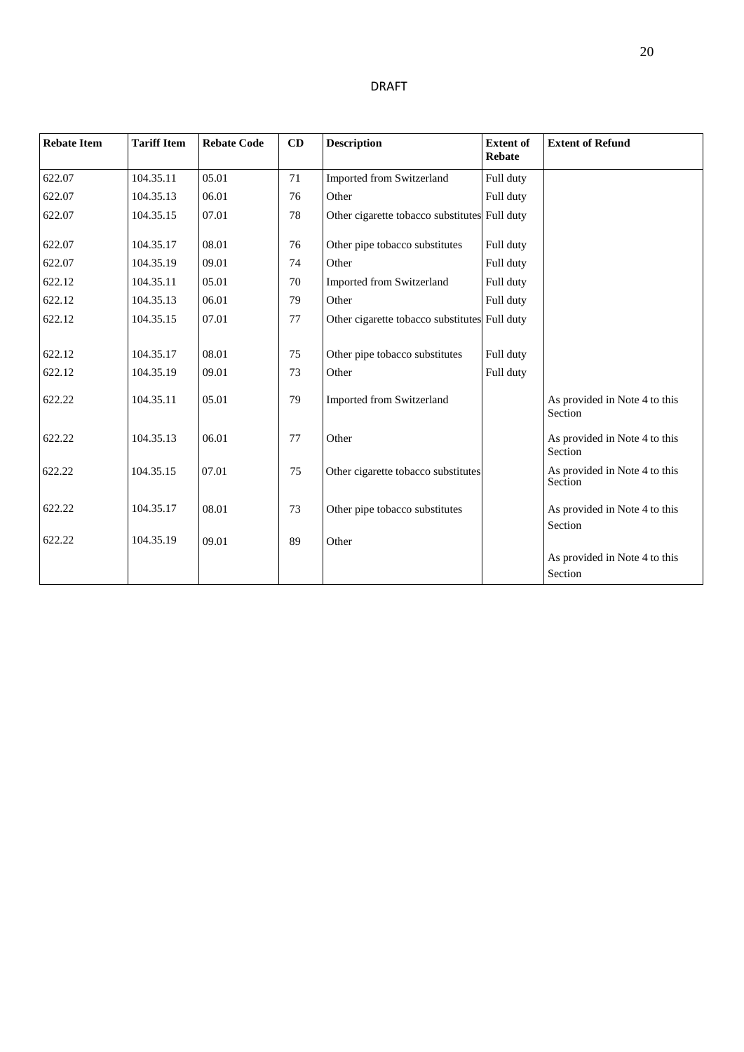DRAFT

| Rebate Item | Tariff Item | Rebate Code | CD | Description | Extent of Rebate | Extent of Refund |
|---|---|---|---|---|---|---|
| 622.07 | 104.35.11 | 05.01 | 71 | Imported from Switzerland | Full duty | |
| 622.07 | 104.35.13 | 06.01 | 76 | Other | Full duty | |
| 622.07 | 104.35.15 | 07.01 | 78 | Other cigarette tobacco substitutes | Full duty | |
| 622.07 | 104.35.17 | 08.01 | 76 | Other pipe tobacco substitutes | Full duty | |
| 622.07 | 104.35.19 | 09.01 | 74 | Other | Full duty | |
| 622.12 | 104.35.11 | 05.01 | 70 | Imported from Switzerland | Full duty | |
| 622.12 | 104.35.13 | 06.01 | 79 | Other | Full duty | |
| 622.12 | 104.35.15 | 07.01 | 77 | Other cigarette tobacco substitutes | Full duty | |
| 622.12 | 104.35.17 | 08.01 | 75 | Other pipe tobacco substitutes | Full duty | |
| 622.12 | 104.35.19 | 09.01 | 73 | Other | Full duty | |
| 622.22 | 104.35.11 | 05.01 | 79 | Imported from Switzerland | | As provided in Note 4 to this Section |
| 622.22 | 104.35.13 | 06.01 | 77 | Other | | As provided in Note 4 to this Section |
| 622.22 | 104.35.15 | 07.01 | 75 | Other cigarette tobacco substitutes | | As provided in Note 4 to this Section |
| 622.22 | 104.35.17 | 08.01 | 73 | Other pipe tobacco substitutes | | As provided in Note 4 to this Section |
| 622.22 | 104.35.19 | 09.01 | 89 | Other | | As provided in Note 4 to this Section |